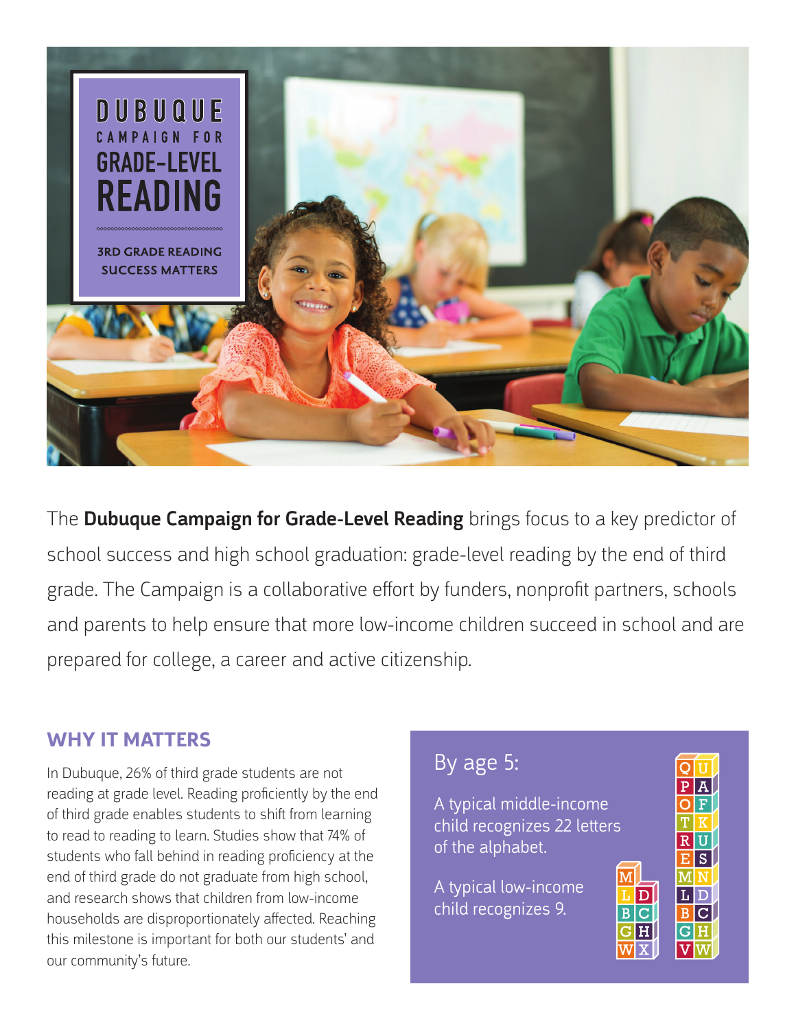# DUBUQUE CAMPAIGN FOR GRADE-LEVEL READING

3RD GRADE READING SUCCESS MATTERS

The **Dubuque Campaign for Grade-Level Reading** brings focus to a key predictor of school success and high school graduation: grade-level reading by the end of third grade. The Campaign is a collaborative effort by funders, nonprofit partners, schools and parents to help ensure that more low-income children succeed in school and are prepared for college, a career and active citizenship.

## WHY IT MATTERS

In Dubuque, 26% of third grade students are not reading at grade level. Reading proficiently by the end of third grade enables students to shift from learning to read to reading to learn. Studies show that 74% of students who fall behind in reading proficiency at the end of third grade do not graduate from high school, and research shows that children from low-income households are disproportionately affected. Reaching this milestone is important for both our students' and our community's future.

### By age 5:

A typical middle-income child recognizes 22 letters of the alphabet.

A typical low-income child recognizes 9.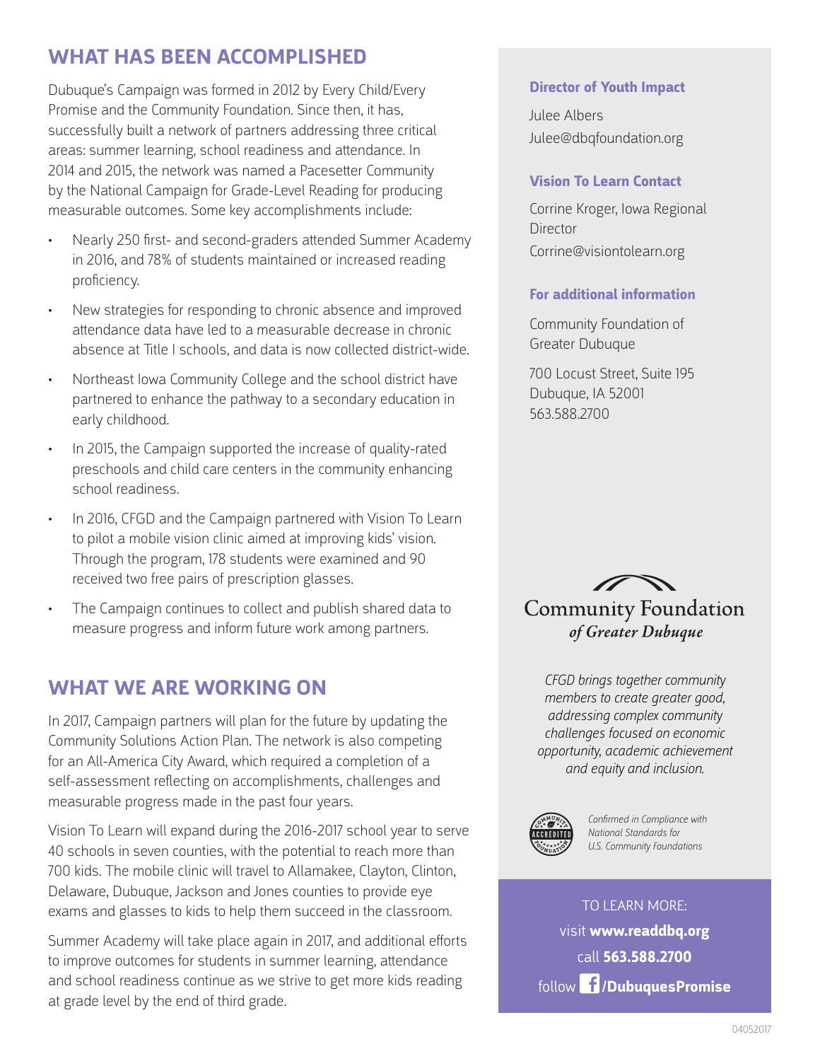## WHAT HAS BEEN ACCOMPLISHED

Dubuque's Campaign was formed in 2012 by Every Child/Every Promise and the Community Foundation. Since then, it has, successfully built a network of partners addressing three critical areas: summer learning, school readiness and attendance. In 2014 and 2015, the network was named a Pacesetter Community by the National Campaign for Grade-Level Reading for producing measurable outcomes. Some key accomplishments include:

- Nearly 250 first- and second-graders attended Summer Academy in 2016, and 78% of students maintained or increased reading proficiency.
- New strategies for responding to chronic absence and improved attendance data have led to a measurable decrease in chronic absence at Title I schools, and data is now collected district-wide.
- Northeast Iowa Community College and the school district have partnered to enhance the pathway to a secondary education in early childhood.
- In 2015, the Campaign supported the increase of quality-rated preschools and child care centers in the community enhancing school readiness.
- In 2016, CFGD and the Campaign partnered with Vision To Learn to pilot a mobile vision clinic aimed at improving kids' vision. Through the program, 178 students were examined and 90 received two free pairs of prescription glasses.
- The Campaign continues to collect and publish shared data to measure progress and inform future work among partners.

## WHAT WE ARE WORKING ON

In 2017, Campaign partners will plan for the future by updating the Community Solutions Action Plan. The network is also competing for an All-America City Award, which required a completion of a self-assessment reflecting on accomplishments, challenges and measurable progress made in the past four years.

Vision To Learn will expand during the 2016-2017 school year to serve 40 schools in seven counties, with the potential to reach more than 700 kids. The mobile clinic will travel to Allamakee, Clayton, Clinton, Delaware, Dubuque, Jackson and Jones counties to provide eye exams and glasses to kids to help them succeed in the classroom.

Summer Academy will take place again in 2017, and additional efforts to improve outcomes for students in summer learning, attendance and school readiness continue as we strive to get more kids reading at grade level by the end of third grade.

**Director of Youth Impact**

Julee Albers
Julee@dbqfoundation.org

**Vision To Learn Contact**

Corrine Kroger, Iowa Regional Director
Corrine@visiontolearn.org

**For additional information**

Community Foundation of Greater Dubuque

700 Locust Street, Suite 195
Dubuque, IA 52001
563.588.2700

Community Foundation *of Greater Dubuque*

*CFGD brings together community members to create greater good, addressing complex community challenges focused on economic opportunity, academic achievement and equity and inclusion.*

*Confirmed in Compliance with National Standards for U.S. Community Foundations*

TO LEARN MORE:
visit **www.readdbq.org**
call **563.588.2700**
follow **/DubuquesPromise**

04052017